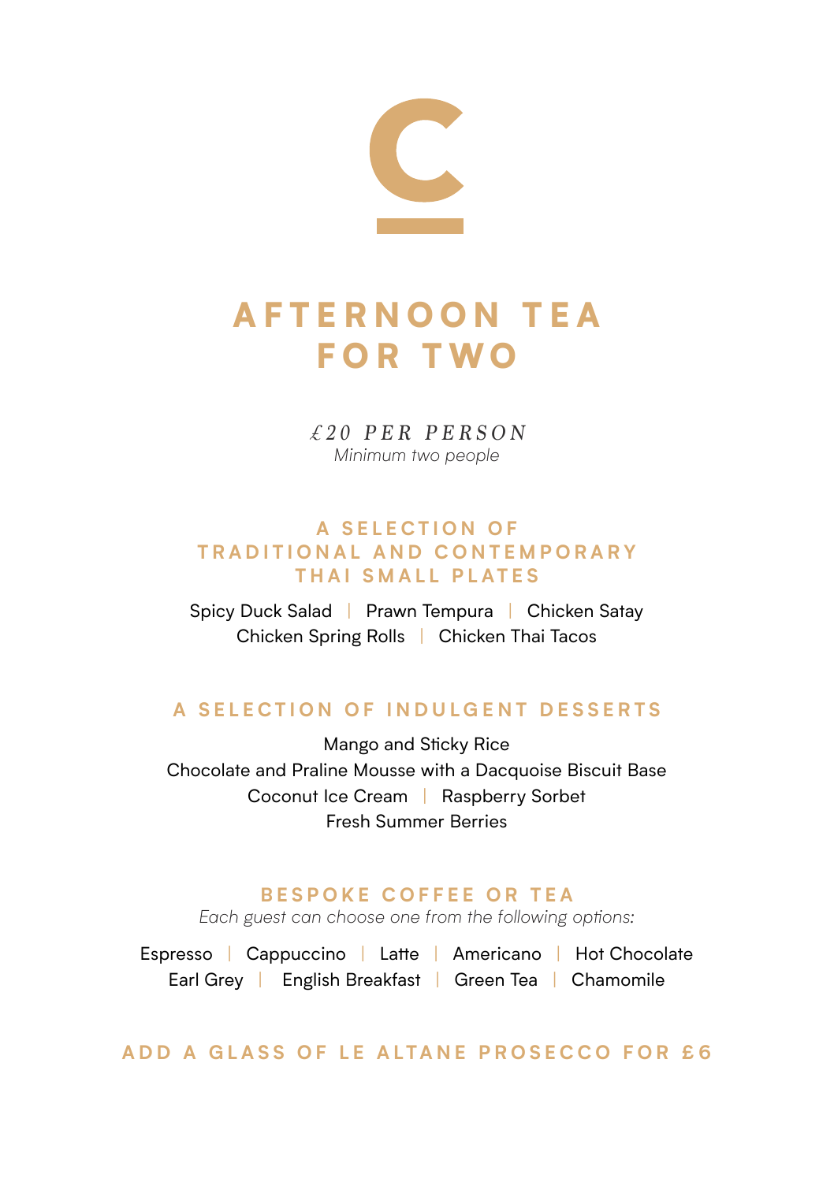# AFTERNOON TEA FOR TWO

*£20 PER PERSON*
*Minimum two people*

## A SELECTION OF TRADITIONAL AND CONTEMPORARY THAI SMALL PLATES

Spicy Duck Salad | Prawn Tempura | Chicken Satay
Chicken Spring Rolls | Chicken Thai Tacos

## A SELECTION OF INDULGENT DESSERTS

Mango and Sticky Rice
Chocolate and Praline Mousse with a Dacquoise Biscuit Base
Coconut Ice Cream | Raspberry Sorbet
Fresh Summer Berries

## BESPOKE COFFEE OR TEA

*Each guest can choose one from the following options:*

Espresso | Cappuccino | Latte | Americano | Hot Chocolate
Earl Grey | English Breakfast | Green Tea | Chamomile

## ADD A GLASS OF LE ALTANE PROSECCO FOR £6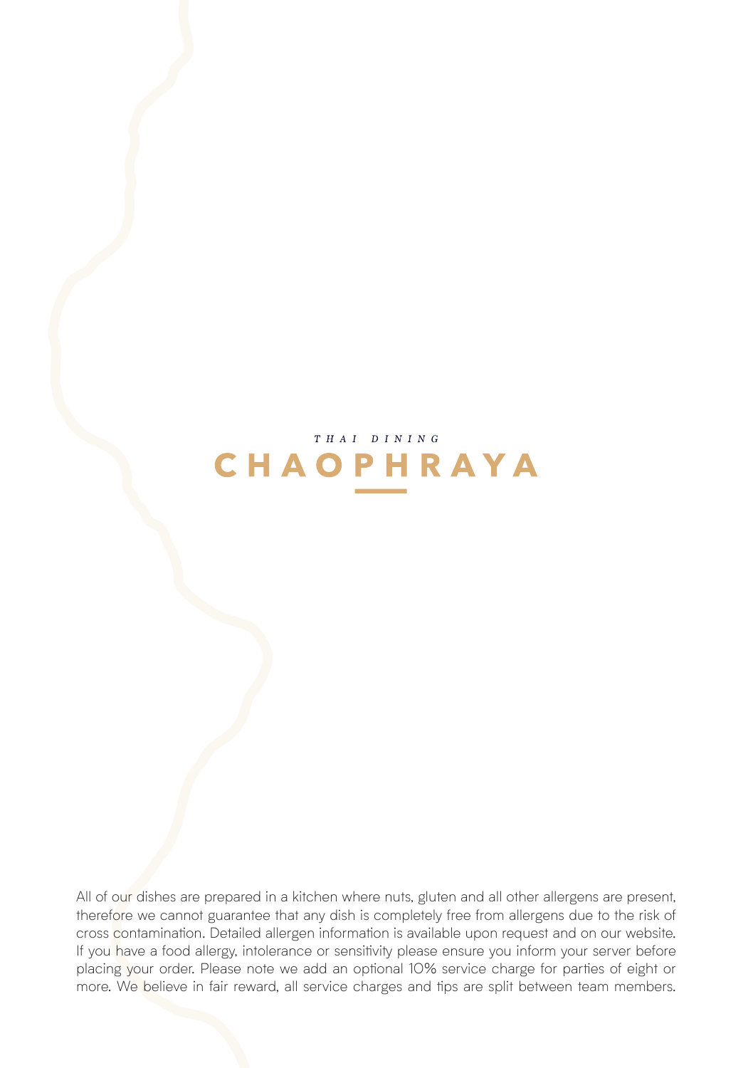*THAI DINING*

# CHAOPHRAYA

All of our dishes are prepared in a kitchen where nuts, gluten and all other allergens are present, therefore we cannot guarantee that any dish is completely free from allergens due to the risk of cross contamination. Detailed allergen information is available upon request and on our website. If you have a food allergy, intolerance or sensitivity please ensure you inform your server before placing your order. Please note we add an optional 10% service charge for parties of eight or more. We believe in fair reward, all service charges and tips are split between team members.